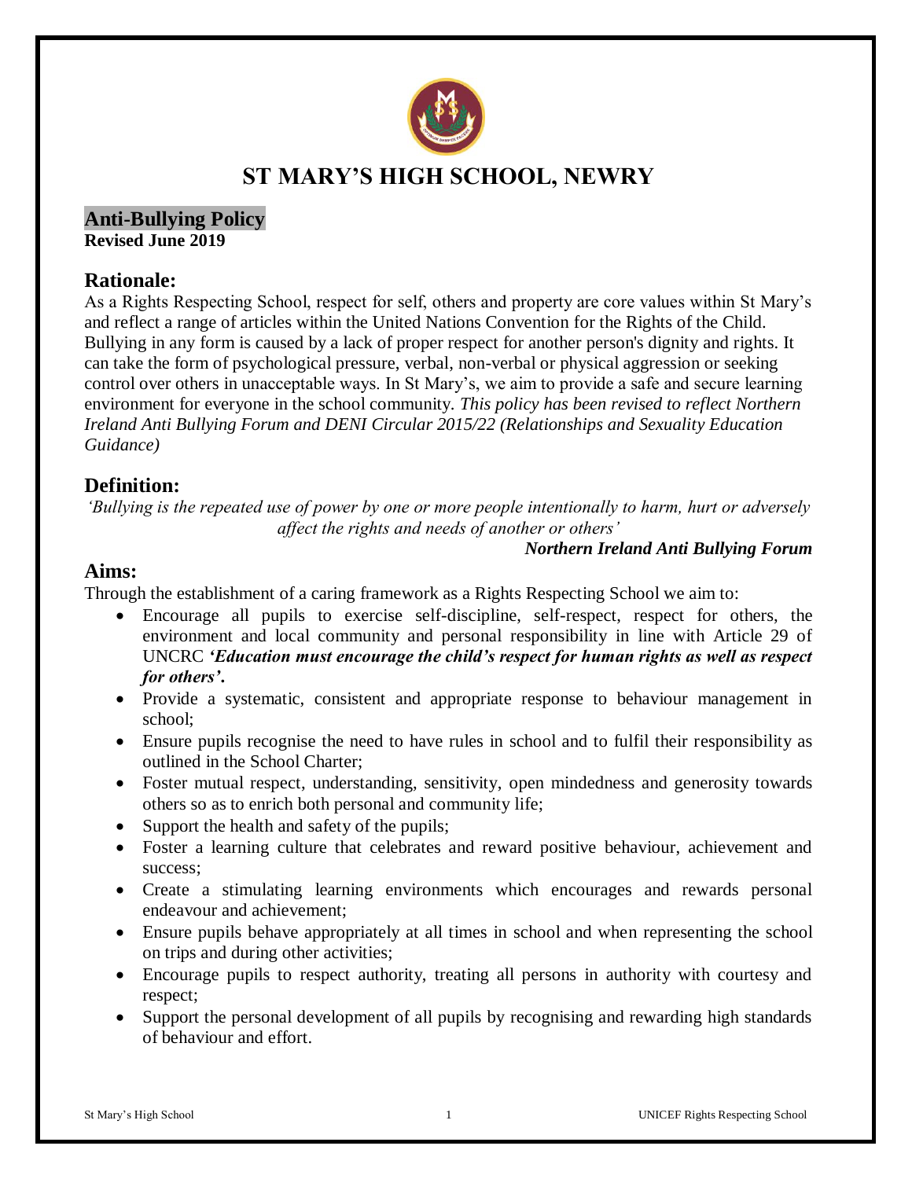# ST MARY'S HIGH SCHOOL, NEWRY

## Anti-Bullying Policy

**Revised June 2019**

## Rationale:

As a Rights Respecting School, respect for self, others and property are core values within St Mary's and reflect a range of articles within the United Nations Convention for the Rights of the Child. Bullying in any form is caused by a lack of proper respect for another person's dignity and rights. It can take the form of psychological pressure, verbal, non-verbal or physical aggression or seeking control over others in unacceptable ways. In St Mary's, we aim to provide a safe and secure learning environment for everyone in the school community. *This policy has been revised to reflect Northern Ireland Anti Bullying Forum and DENI Circular 2015/22 (Relationships and Sexuality Education Guidance)*

## Definition:

*'Bullying is the repeated use of power by one or more people intentionally to harm, hurt or adversely affect the rights and needs of another or others'*

***Northern Ireland Anti Bullying Forum***

## Aims:

Through the establishment of a caring framework as a Rights Respecting School we aim to:

- Encourage all pupils to exercise self-discipline, self-respect, respect for others, the environment and local community and personal responsibility in line with Article 29 of UNCRC ***'Education must encourage the child's respect for human rights as well as respect for others'.***
- Provide a systematic, consistent and appropriate response to behaviour management in school;
- Ensure pupils recognise the need to have rules in school and to fulfil their responsibility as outlined in the School Charter;
- Foster mutual respect, understanding, sensitivity, open mindedness and generosity towards others so as to enrich both personal and community life;
- Support the health and safety of the pupils;
- Foster a learning culture that celebrates and reward positive behaviour, achievement and success;
- Create a stimulating learning environments which encourages and rewards personal endeavour and achievement;
- Ensure pupils behave appropriately at all times in school and when representing the school on trips and during other activities;
- Encourage pupils to respect authority, treating all persons in authority with courtesy and respect;
- Support the personal development of all pupils by recognising and rewarding high standards of behaviour and effort.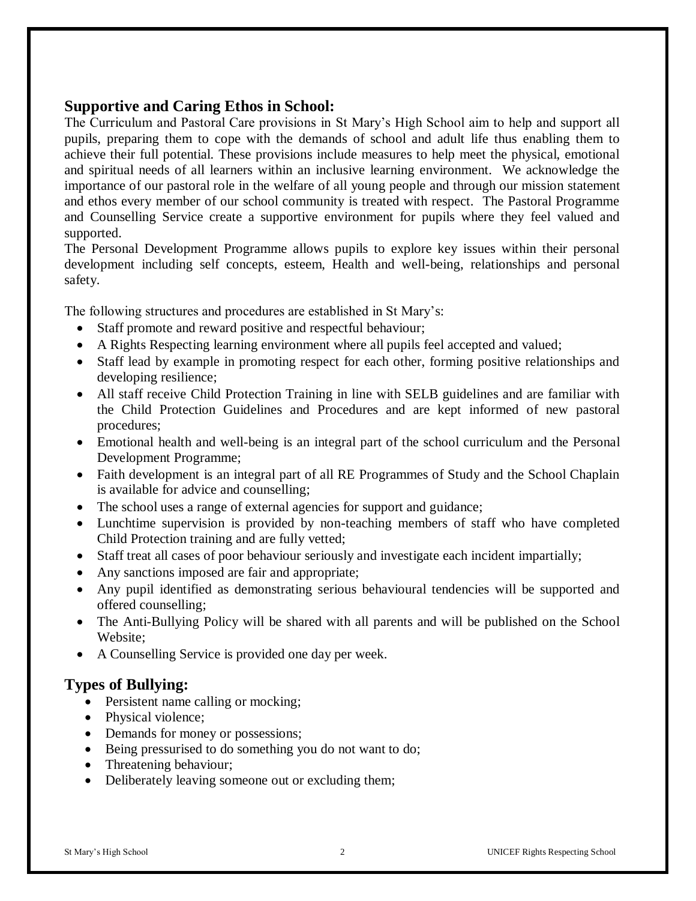## Supportive and Caring Ethos in School:

The Curriculum and Pastoral Care provisions in St Mary's High School aim to help and support all pupils, preparing them to cope with the demands of school and adult life thus enabling them to achieve their full potential. These provisions include measures to help meet the physical, emotional and spiritual needs of all learners within an inclusive learning environment. We acknowledge the importance of our pastoral role in the welfare of all young people and through our mission statement and ethos every member of our school community is treated with respect. The Pastoral Programme and Counselling Service create a supportive environment for pupils where they feel valued and supported.

The Personal Development Programme allows pupils to explore key issues within their personal development including self concepts, esteem, Health and well-being, relationships and personal safety.

The following structures and procedures are established in St Mary's:

- Staff promote and reward positive and respectful behaviour;
- A Rights Respecting learning environment where all pupils feel accepted and valued;
- Staff lead by example in promoting respect for each other, forming positive relationships and developing resilience;
- All staff receive Child Protection Training in line with SELB guidelines and are familiar with the Child Protection Guidelines and Procedures and are kept informed of new pastoral procedures;
- Emotional health and well-being is an integral part of the school curriculum and the Personal Development Programme;
- Faith development is an integral part of all RE Programmes of Study and the School Chaplain is available for advice and counselling;
- The school uses a range of external agencies for support and guidance;
- Lunchtime supervision is provided by non-teaching members of staff who have completed Child Protection training and are fully vetted;
- Staff treat all cases of poor behaviour seriously and investigate each incident impartially;
- Any sanctions imposed are fair and appropriate;
- Any pupil identified as demonstrating serious behavioural tendencies will be supported and offered counselling;
- The Anti-Bullying Policy will be shared with all parents and will be published on the School Website;
- A Counselling Service is provided one day per week.

## Types of Bullying:

- Persistent name calling or mocking;
- Physical violence;
- Demands for money or possessions;
- Being pressurised to do something you do not want to do;
- Threatening behaviour;
- Deliberately leaving someone out or excluding them;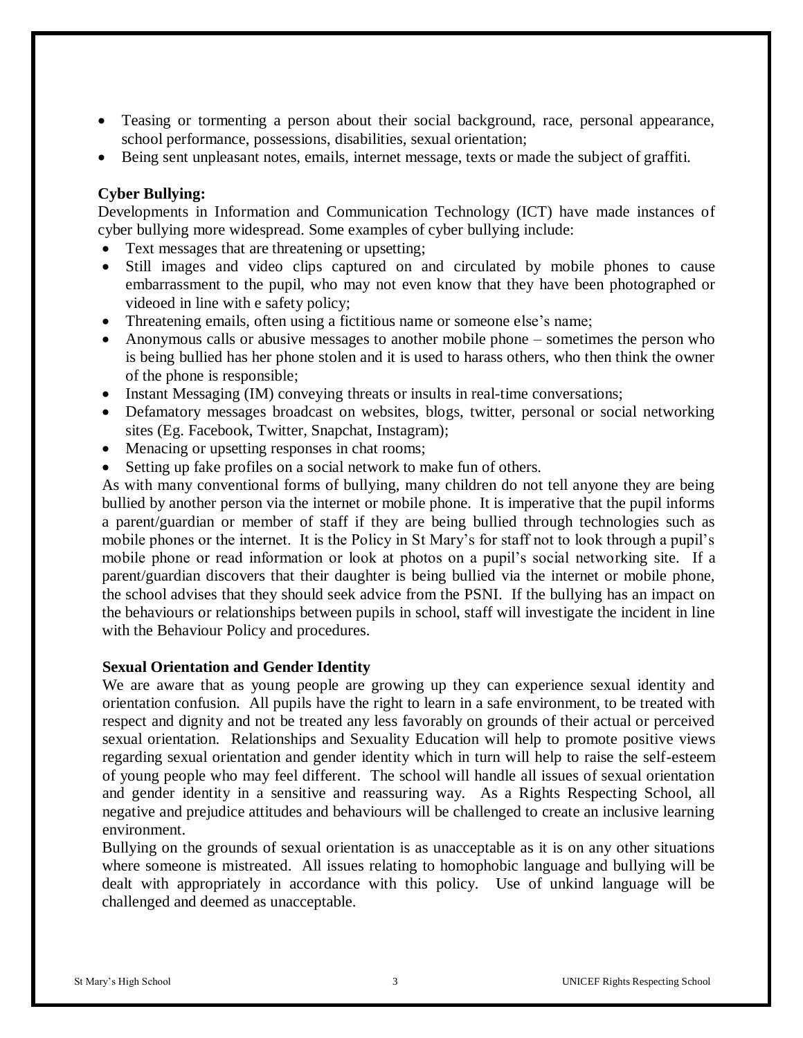- Teasing or tormenting a person about their social background, race, personal appearance, school performance, possessions, disabilities, sexual orientation;
- Being sent unpleasant notes, emails, internet message, texts or made the subject of graffiti.

**Cyber Bullying:**

Developments in Information and Communication Technology (ICT) have made instances of cyber bullying more widespread. Some examples of cyber bullying include:

- Text messages that are threatening or upsetting;
- Still images and video clips captured on and circulated by mobile phones to cause embarrassment to the pupil, who may not even know that they have been photographed or videoed in line with e safety policy;
- Threatening emails, often using a fictitious name or someone else's name;
- Anonymous calls or abusive messages to another mobile phone – sometimes the person who is being bullied has her phone stolen and it is used to harass others, who then think the owner of the phone is responsible;
- Instant Messaging (IM) conveying threats or insults in real-time conversations;
- Defamatory messages broadcast on websites, blogs, twitter, personal or social networking sites (Eg. Facebook, Twitter, Snapchat, Instagram);
- Menacing or upsetting responses in chat rooms;
- Setting up fake profiles on a social network to make fun of others.

As with many conventional forms of bullying, many children do not tell anyone they are being bullied by another person via the internet or mobile phone. It is imperative that the pupil informs a parent/guardian or member of staff if they are being bullied through technologies such as mobile phones or the internet. It is the Policy in St Mary's for staff not to look through a pupil's mobile phone or read information or look at photos on a pupil's social networking site. If a parent/guardian discovers that their daughter is being bullied via the internet or mobile phone, the school advises that they should seek advice from the PSNI. If the bullying has an impact on the behaviours or relationships between pupils in school, staff will investigate the incident in line with the Behaviour Policy and procedures.

**Sexual Orientation and Gender Identity**

We are aware that as young people are growing up they can experience sexual identity and orientation confusion. All pupils have the right to learn in a safe environment, to be treated with respect and dignity and not be treated any less favorably on grounds of their actual or perceived sexual orientation. Relationships and Sexuality Education will help to promote positive views regarding sexual orientation and gender identity which in turn will help to raise the self-esteem of young people who may feel different. The school will handle all issues of sexual orientation and gender identity in a sensitive and reassuring way. As a Rights Respecting School, all negative and prejudice attitudes and behaviours will be challenged to create an inclusive learning environment.

Bullying on the grounds of sexual orientation is as unacceptable as it is on any other situations where someone is mistreated. All issues relating to homophobic language and bullying will be dealt with appropriately in accordance with this policy. Use of unkind language will be challenged and deemed as unacceptable.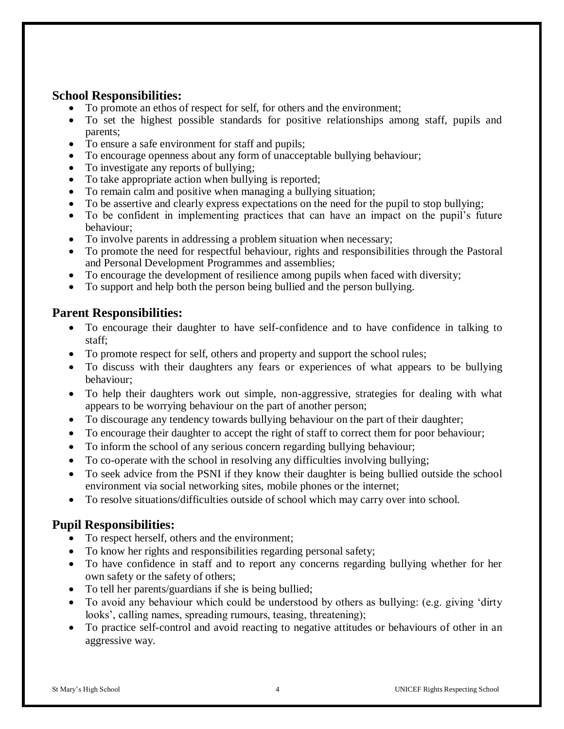## School Responsibilities:

- To promote an ethos of respect for self, for others and the environment;
- To set the highest possible standards for positive relationships among staff, pupils and parents;
- To ensure a safe environment for staff and pupils;
- To encourage openness about any form of unacceptable bullying behaviour;
- To investigate any reports of bullying;
- To take appropriate action when bullying is reported;
- To remain calm and positive when managing a bullying situation;
- To be assertive and clearly express expectations on the need for the pupil to stop bullying;
- To be confident in implementing practices that can have an impact on the pupil's future behaviour;
- To involve parents in addressing a problem situation when necessary;
- To promote the need for respectful behaviour, rights and responsibilities through the Pastoral and Personal Development Programmes and assemblies;
- To encourage the development of resilience among pupils when faced with diversity;
- To support and help both the person being bullied and the person bullying.

## Parent Responsibilities:

- To encourage their daughter to have self-confidence and to have confidence in talking to staff;
- To promote respect for self, others and property and support the school rules;
- To discuss with their daughters any fears or experiences of what appears to be bullying behaviour;
- To help their daughters work out simple, non-aggressive, strategies for dealing with what appears to be worrying behaviour on the part of another person;
- To discourage any tendency towards bullying behaviour on the part of their daughter;
- To encourage their daughter to accept the right of staff to correct them for poor behaviour;
- To inform the school of any serious concern regarding bullying behaviour;
- To co-operate with the school in resolving any difficulties involving bullying;
- To seek advice from the PSNI if they know their daughter is being bullied outside the school environment via social networking sites, mobile phones or the internet;
- To resolve situations/difficulties outside of school which may carry over into school.

## Pupil Responsibilities:

- To respect herself, others and the environment;
- To know her rights and responsibilities regarding personal safety;
- To have confidence in staff and to report any concerns regarding bullying whether for her own safety or the safety of others;
- To tell her parents/guardians if she is being bullied;
- To avoid any behaviour which could be understood by others as bullying: (e.g. giving 'dirty looks', calling names, spreading rumours, teasing, threatening);
- To practice self-control and avoid reacting to negative attitudes or behaviours of other in an aggressive way.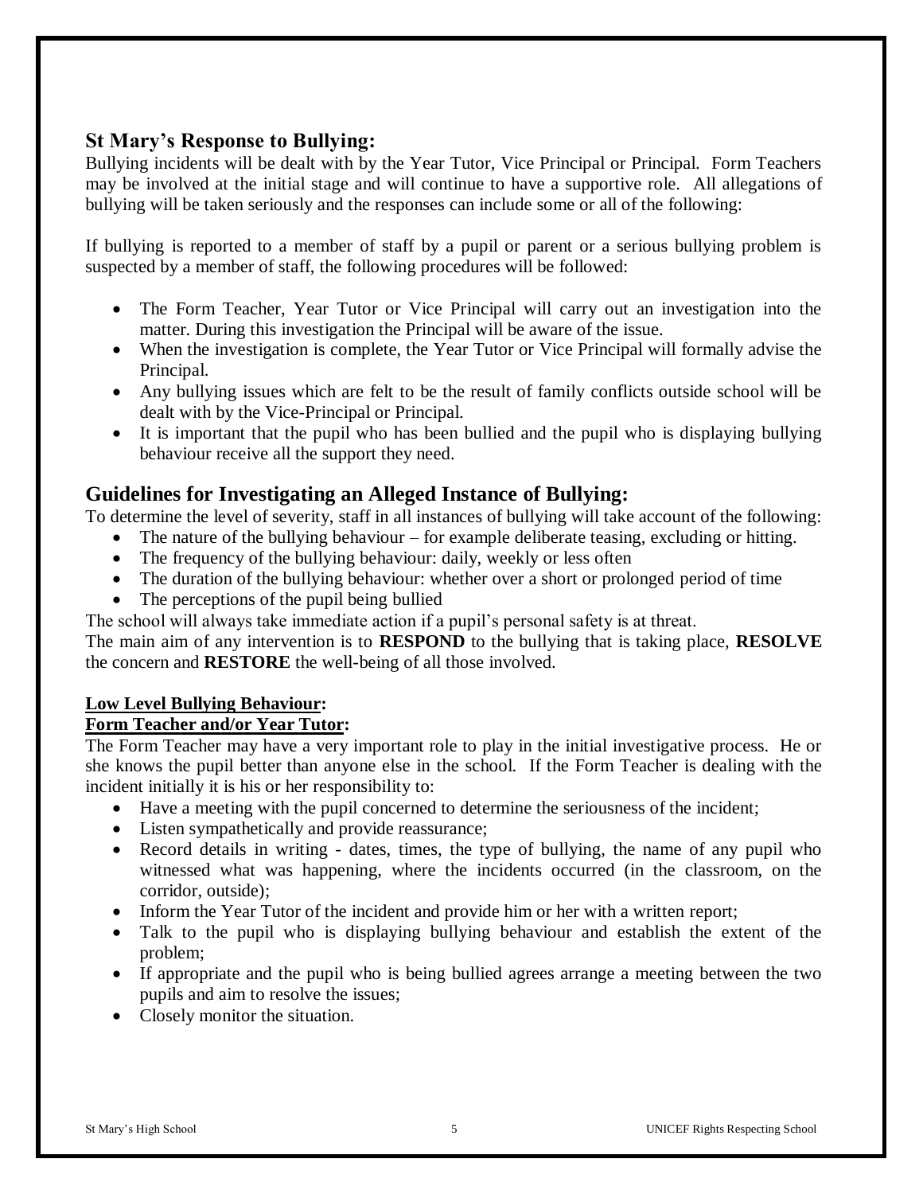## St Mary's Response to Bullying:

Bullying incidents will be dealt with by the Year Tutor, Vice Principal or Principal. Form Teachers may be involved at the initial stage and will continue to have a supportive role. All allegations of bullying will be taken seriously and the responses can include some or all of the following:

If bullying is reported to a member of staff by a pupil or parent or a serious bullying problem is suspected by a member of staff, the following procedures will be followed:

- The Form Teacher, Year Tutor or Vice Principal will carry out an investigation into the matter. During this investigation the Principal will be aware of the issue.
- When the investigation is complete, the Year Tutor or Vice Principal will formally advise the Principal.
- Any bullying issues which are felt to be the result of family conflicts outside school will be dealt with by the Vice-Principal or Principal.
- It is important that the pupil who has been bullied and the pupil who is displaying bullying behaviour receive all the support they need.

## Guidelines for Investigating an Alleged Instance of Bullying:

To determine the level of severity, staff in all instances of bullying will take account of the following:

- The nature of the bullying behaviour – for example deliberate teasing, excluding or hitting.
- The frequency of the bullying behaviour: daily, weekly or less often
- The duration of the bullying behaviour: whether over a short or prolonged period of time
- The perceptions of the pupil being bullied

The school will always take immediate action if a pupil's personal safety is at threat.

The main aim of any intervention is to **RESPOND** to the bullying that is taking place, **RESOLVE** the concern and **RESTORE** the well-being of all those involved.

**Low Level Bullying Behaviour:**

**Form Teacher and/or Year Tutor:**

The Form Teacher may have a very important role to play in the initial investigative process. He or she knows the pupil better than anyone else in the school. If the Form Teacher is dealing with the incident initially it is his or her responsibility to:

- Have a meeting with the pupil concerned to determine the seriousness of the incident;
- Listen sympathetically and provide reassurance;
- Record details in writing - dates, times, the type of bullying, the name of any pupil who witnessed what was happening, where the incidents occurred (in the classroom, on the corridor, outside);
- Inform the Year Tutor of the incident and provide him or her with a written report;
- Talk to the pupil who is displaying bullying behaviour and establish the extent of the problem;
- If appropriate and the pupil who is being bullied agrees arrange a meeting between the two pupils and aim to resolve the issues;
- Closely monitor the situation.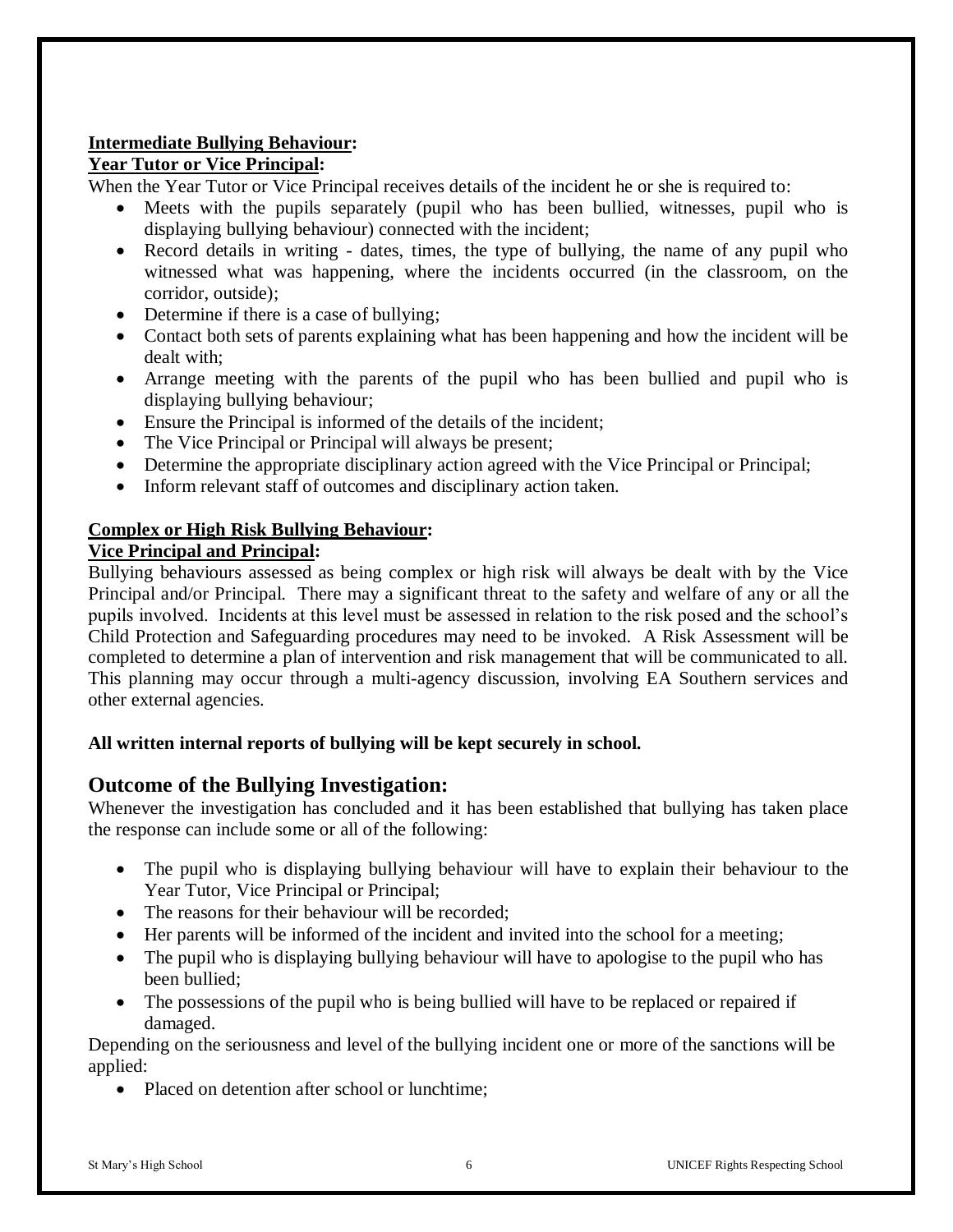**<u>Intermediate Bullying Behaviour</u>:**

**<u>Year Tutor or Vice Principal</u>:**

When the Year Tutor or Vice Principal receives details of the incident he or she is required to:

- Meets with the pupils separately (pupil who has been bullied, witnesses, pupil who is displaying bullying behaviour) connected with the incident;
- Record details in writing - dates, times, the type of bullying, the name of any pupil who witnessed what was happening, where the incidents occurred (in the classroom, on the corridor, outside);
- Determine if there is a case of bullying;
- Contact both sets of parents explaining what has been happening and how the incident will be dealt with;
- Arrange meeting with the parents of the pupil who has been bullied and pupil who is displaying bullying behaviour;
- Ensure the Principal is informed of the details of the incident;
- The Vice Principal or Principal will always be present;
- Determine the appropriate disciplinary action agreed with the Vice Principal or Principal;
- Inform relevant staff of outcomes and disciplinary action taken.

**<u>Complex or High Risk Bullying Behaviour</u>:**

**<u>Vice Principal and Principal</u>:**

Bullying behaviours assessed as being complex or high risk will always be dealt with by the Vice Principal and/or Principal. There may a significant threat to the safety and welfare of any or all the pupils involved. Incidents at this level must be assessed in relation to the risk posed and the school's Child Protection and Safeguarding procedures may need to be invoked. A Risk Assessment will be completed to determine a plan of intervention and risk management that will be communicated to all. This planning may occur through a multi-agency discussion, involving EA Southern services and other external agencies.

**All written internal reports of bullying will be kept securely in school.**

## Outcome of the Bullying Investigation:

Whenever the investigation has concluded and it has been established that bullying has taken place the response can include some or all of the following:

- The pupil who is displaying bullying behaviour will have to explain their behaviour to the Year Tutor, Vice Principal or Principal;
- The reasons for their behaviour will be recorded;
- Her parents will be informed of the incident and invited into the school for a meeting;
- The pupil who is displaying bullying behaviour will have to apologise to the pupil who has been bullied;
- The possessions of the pupil who is being bullied will have to be replaced or repaired if damaged.

Depending on the seriousness and level of the bullying incident one or more of the sanctions will be applied:

- Placed on detention after school or lunchtime;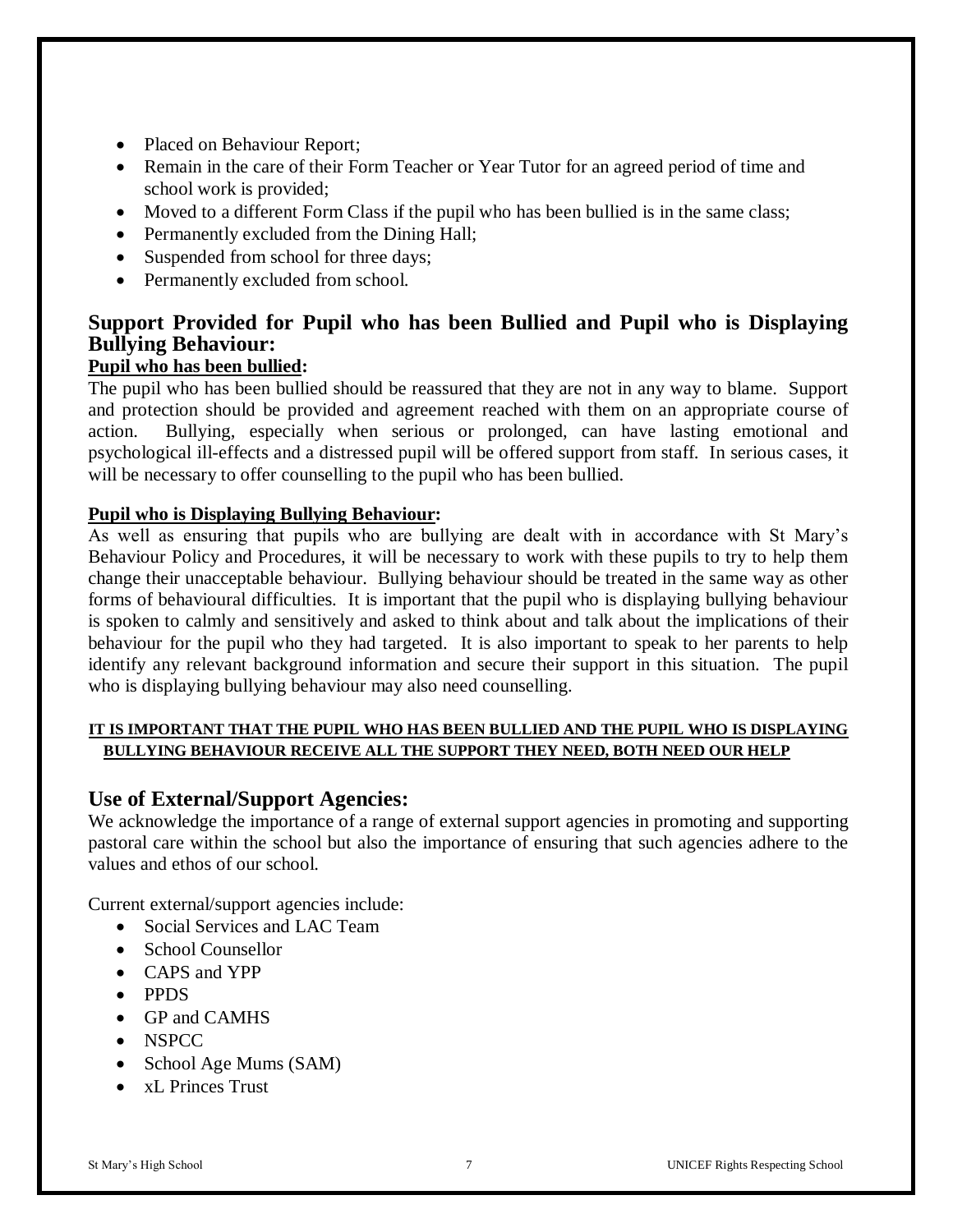- Placed on Behaviour Report;
- Remain in the care of their Form Teacher or Year Tutor for an agreed period of time and school work is provided;
- Moved to a different Form Class if the pupil who has been bullied is in the same class;
- Permanently excluded from the Dining Hall;
- Suspended from school for three days;
- Permanently excluded from school.

## Support Provided for Pupil who has been Bullied and Pupil who is Displaying Bullying Behaviour:

**Pupil who has been bullied:**

The pupil who has been bullied should be reassured that they are not in any way to blame. Support and protection should be provided and agreement reached with them on an appropriate course of action. Bullying, especially when serious or prolonged, can have lasting emotional and psychological ill-effects and a distressed pupil will be offered support from staff. In serious cases, it will be necessary to offer counselling to the pupil who has been bullied.

**Pupil who is Displaying Bullying Behaviour:**

As well as ensuring that pupils who are bullying are dealt with in accordance with St Mary's Behaviour Policy and Procedures, it will be necessary to work with these pupils to try to help them change their unacceptable behaviour. Bullying behaviour should be treated in the same way as other forms of behavioural difficulties. It is important that the pupil who is displaying bullying behaviour is spoken to calmly and sensitively and asked to think about and talk about the implications of their behaviour for the pupil who they had targeted. It is also important to speak to her parents to help identify any relevant background information and secure their support in this situation. The pupil who is displaying bullying behaviour may also need counselling.

**IT IS IMPORTANT THAT THE PUPIL WHO HAS BEEN BULLIED AND THE PUPIL WHO IS DISPLAYING BULLYING BEHAVIOUR RECEIVE ALL THE SUPPORT THEY NEED, BOTH NEED OUR HELP**

## Use of External/Support Agencies:

We acknowledge the importance of a range of external support agencies in promoting and supporting pastoral care within the school but also the importance of ensuring that such agencies adhere to the values and ethos of our school.

Current external/support agencies include:

- Social Services and LAC Team
- School Counsellor
- CAPS and YPP
- PPDS
- GP and CAMHS
- NSPCC
- School Age Mums (SAM)
- xL Princes Trust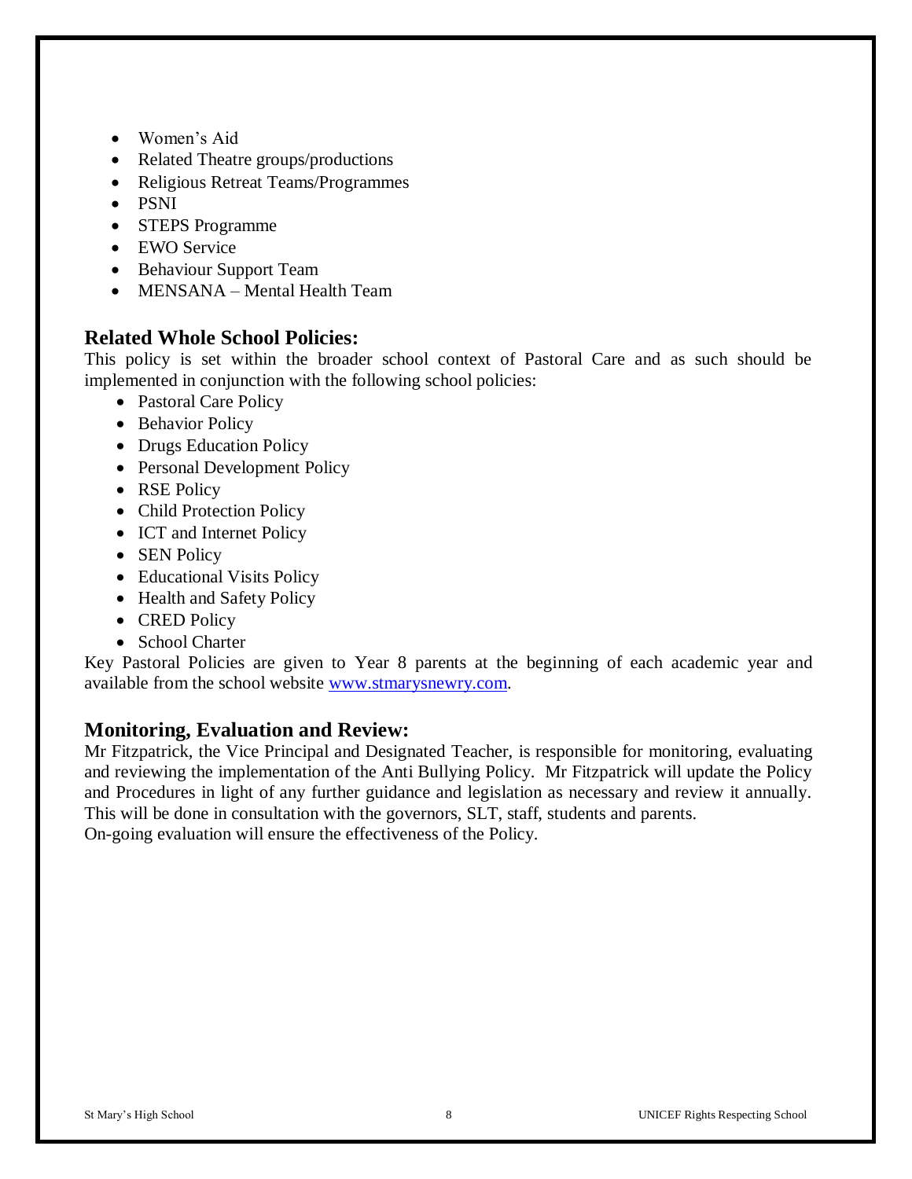- Women's Aid
- Related Theatre groups/productions
- Religious Retreat Teams/Programmes
- PSNI
- STEPS Programme
- EWO Service
- Behaviour Support Team
- MENSANA – Mental Health Team

## Related Whole School Policies:

This policy is set within the broader school context of Pastoral Care and as such should be implemented in conjunction with the following school policies:

- Pastoral Care Policy
- Behavior Policy
- Drugs Education Policy
- Personal Development Policy
- RSE Policy
- Child Protection Policy
- ICT and Internet Policy
- SEN Policy
- Educational Visits Policy
- Health and Safety Policy
- CRED Policy
- School Charter

Key Pastoral Policies are given to Year 8 parents at the beginning of each academic year and available from the school website www.stmarysnewry.com.

## Monitoring, Evaluation and Review:

Mr Fitzpatrick, the Vice Principal and Designated Teacher, is responsible for monitoring, evaluating and reviewing the implementation of the Anti Bullying Policy. Mr Fitzpatrick will update the Policy and Procedures in light of any further guidance and legislation as necessary and review it annually. This will be done in consultation with the governors, SLT, staff, students and parents.
On-going evaluation will ensure the effectiveness of the Policy.